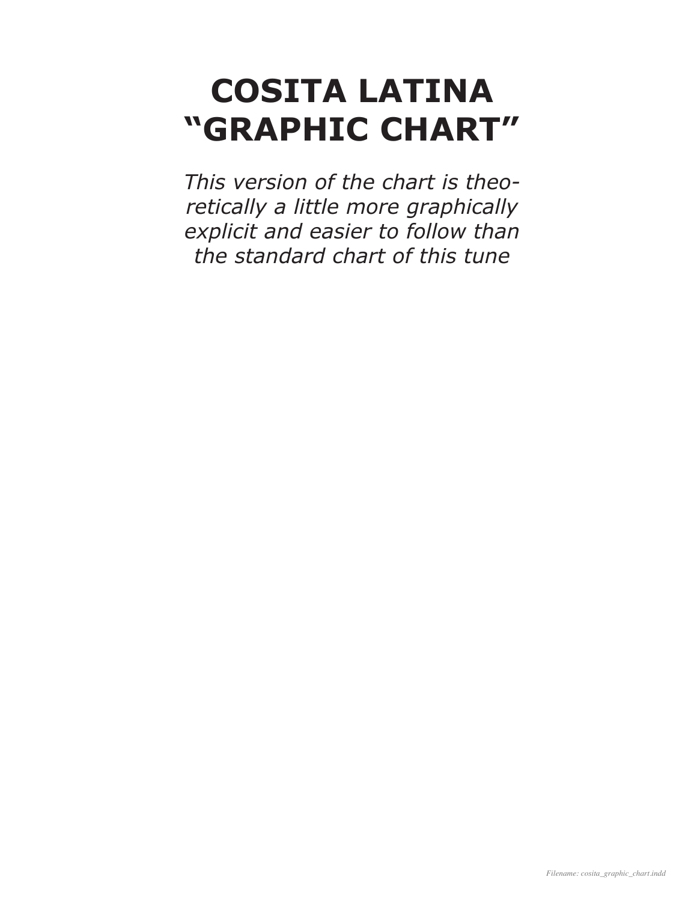# COSITA LATINA "GRAPHIC CHART"

*This version of the chart is theoretically a little more graphically explicit and easier to follow than the standard chart of this tune*

*Filename: cosita_graphic_chart.indd*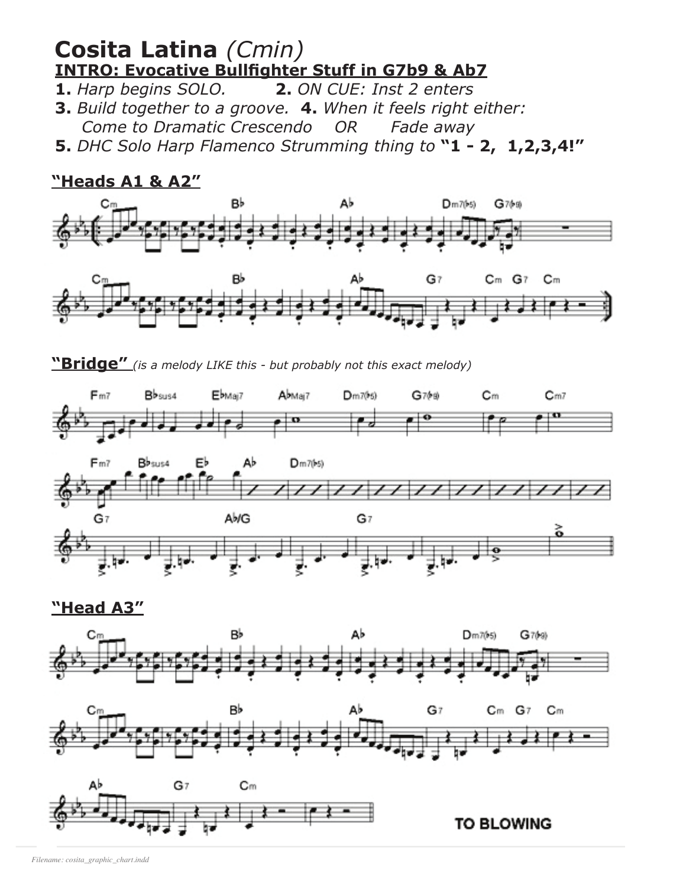# Cosita Latina *(Cmin)*

**INTRO: Evocative Bullfighter Stuff in G7b9 & Ab7**

**1.** *Harp begins SOLO.* **2.** *ON CUE: Inst 2 enters*

**3.** *Build together to a groove.* **4.** *When it feels right either:*
*Come to Dramatic Crescendo OR Fade away*

**5.** *DHC Solo Harp Flamenco Strumming thing to* **"1 - 2, 1,2,3,4!"**

## "Heads A1 & A2"

Cm Bb Ab Dm7(b5) G7(b9)

Cm Bb Ab G7 Cm G7 Cm

## "Bridge" *(is a melody LIKE this - but probably not this exact melody)*

Fm7 Bbsus4 EbMaj7 AbMaj7 Dm7(b5) G7(b9) Cm Cm7

Fm7 Bbsus4 Eb Ab Dm7(b5)

G7 Ab/G G7

## "Head A3"

Cm Bb Ab Dm7(b5) G7(b9)

Cm Bb Ab G7 Cm G7 Cm

Ab G7 Cm

TO BLOWING

*Filename: cosita_graphic_chart.indd*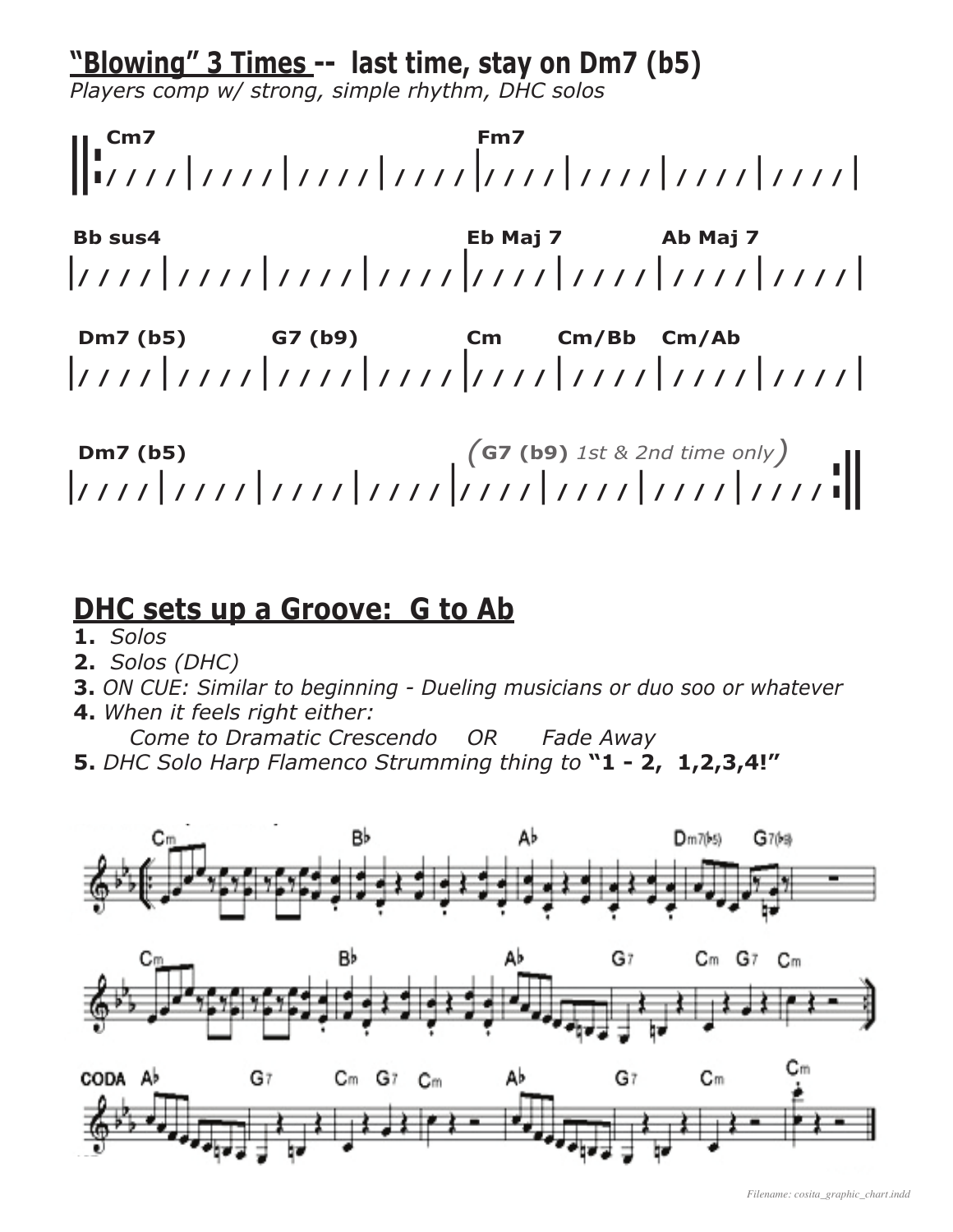## "Blowing" 3 Times -- last time, stay on Dm7 (b5)

*Players comp w/ strong, simple rhythm, DHC solos*

Cm7 Fm7

Bb sus4 Eb Maj 7 Ab Maj 7

Dm7 (b5) G7 (b9) Cm Cm/Bb Cm/Ab

Dm7 (b5) (G7 (b9) *1st & 2nd time only*)

## DHC sets up a Groove: G to Ab

1. *Solos*
2. *Solos (DHC)*
3. *ON CUE: Similar to beginning - Dueling musicians or duo soo or whatever*
4. *When it feels right either:*
   *Come to Dramatic Crescendo OR Fade Away*
5. *DHC Solo Harp Flamenco Strumming thing to* **"1 - 2, 1,2,3,4!"**

Cm Bb Ab Dm7(b5) G7(b9)

Cm Bb Ab G7 Cm G7 Cm

CODA Ab G7 Cm G7 Cm Ab G7 Cm Cm